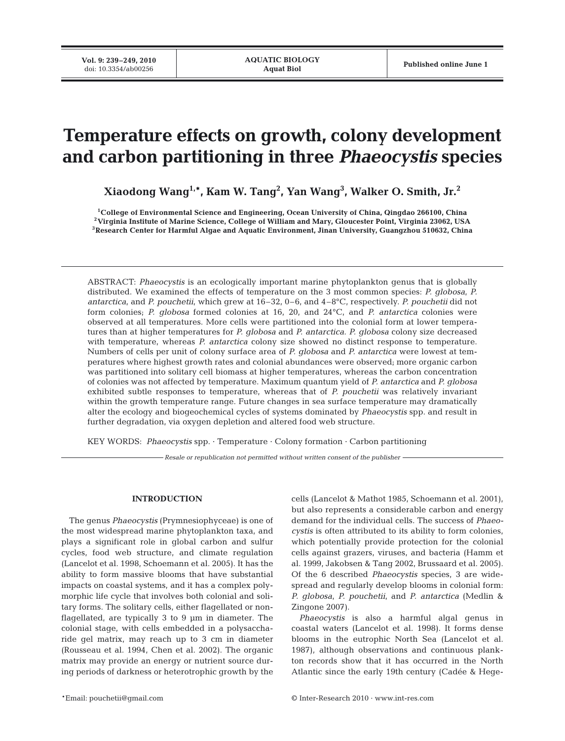# Temperature effects on growth, colony development and carbon partitioning in three *Phaeocystis* species

**Xiaodong Wang[1,*], Kam W. Tang[2], Yan Wang[3], Walker O. Smith, Jr.[2]**

[1]College of Environmental Science and Engineering, Ocean University of China, Qingdao 266100, China
[2]Virginia Institute of Marine Science, College of William and Mary, Gloucester Point, Virginia 23062, USA
[3]Research Center for Harmful Algae and Aquatic Environment, Jinan University, Guangzhou 510632, China

ABSTRACT: *Phaeocystis* is an ecologically important marine phytoplankton genus that is globally distributed. We examined the effects of temperature on the 3 most common species: *P. globosa*, *P. antarctica*, and *P. pouchetii*, which grew at 16–32, 0–6, and 4–8°C, respectively. *P. pouchetii* did not form colonies; *P. globosa* formed colonies at 16, 20, and 24°C, and *P. antarctica* colonies were observed at all temperatures. More cells were partitioned into the colonial form at lower temperatures than at higher temperatures for *P. globosa* and *P. antarctica*. *P. globosa* colony size decreased with temperature, whereas *P. antarctica* colony size showed no distinct response to temperature. Numbers of cells per unit of colony surface area of *P. globosa* and *P. antarctica* were lowest at temperatures where highest growth rates and colonial abundances were observed; more organic carbon was partitioned into solitary cell biomass at higher temperatures, whereas the carbon concentration of colonies was not affected by temperature. Maximum quantum yield of *P. antarctica* and *P. globosa* exhibited subtle responses to temperature, whereas that of *P. pouchetii* was relatively invariant within the growth temperature range. Future changes in sea surface temperature may dramatically alter the ecology and biogeochemical cycles of systems dominated by *Phaeocystis* spp. and result in further degradation, via oxygen depletion and altered food web structure.

KEY WORDS: *Phaeocystis* spp. · Temperature · Colony formation · Carbon partitioning

*Resale or republication not permitted without written consent of the publisher*

## INTRODUCTION

The genus *Phaeocystis* (Prymnesiophyceae) is one of the most widespread marine phytoplankton taxa, and plays a significant role in global carbon and sulfur cycles, food web structure, and climate regulation (Lancelot et al. 1998, Schoemann et al. 2005). It has the ability to form massive blooms that have substantial impacts on coastal systems, and it has a complex polymorphic life cycle that involves both colonial and solitary forms. The solitary cells, either flagellated or non-flagellated, are typically 3 to 9 µm in diameter. The colonial stage, with cells embedded in a polysaccharide gel matrix, may reach up to 3 cm in diameter (Rousseau et al. 1994, Chen et al. 2002). The organic matrix may provide an energy or nutrient source during periods of darkness or heterotrophic growth by the cells (Lancelot & Mathot 1985, Schoemann et al. 2001), but also represents a considerable carbon and energy demand for the individual cells. The success of *Phaeocystis* is often attributed to its ability to form colonies, which potentially provide protection for the colonial cells against grazers, viruses, and bacteria (Hamm et al. 1999, Jakobsen & Tang 2002, Brussaard et al. 2005). Of the 6 described *Phaeocystis* species, 3 are widespread and regularly develop blooms in colonial form: *P. globosa*, *P. pouchetii*, and *P. antarctica* (Medlin & Zingone 2007).

*Phaeocystis* is also a harmful algal genus in coastal waters (Lancelot et al. 1998). It forms dense blooms in the eutrophic North Sea (Lancelot et al. 1987), although observations and continuous plankton records show that it has occurred in the North Atlantic since the early 19th century (Cadée & Hege-

*Email: pouchetii@gmail.com

© Inter-Research 2010 · www.int-res.com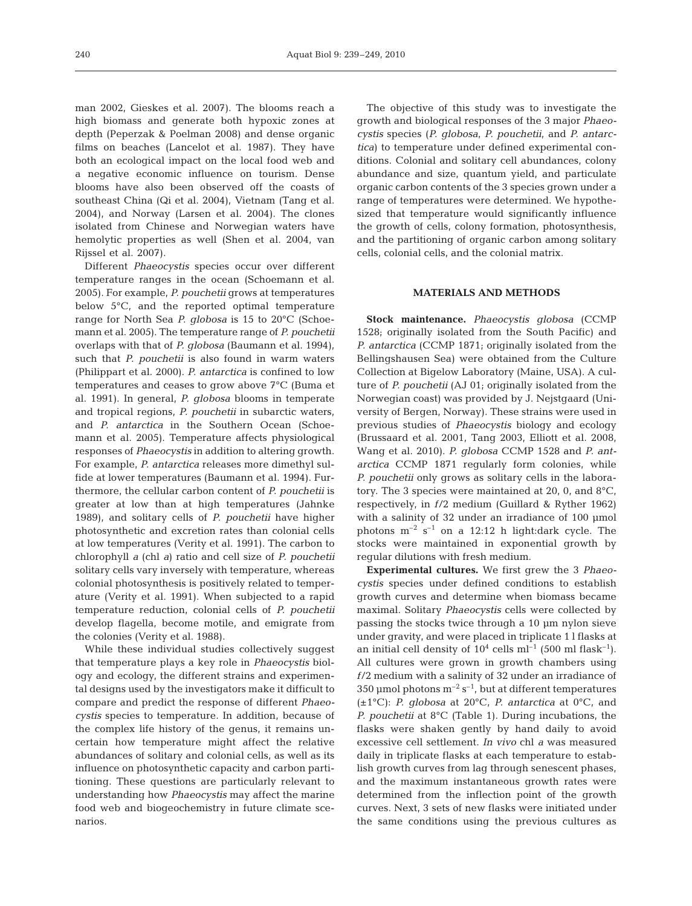man 2002, Gieskes et al. 2007). The blooms reach a high biomass and generate both hypoxic zones at depth (Peperzak & Poelman 2008) and dense organic films on beaches (Lancelot et al. 1987). They have both an ecological impact on the local food web and a negative economic influence on tourism. Dense blooms have also been observed off the coasts of southeast China (Qi et al. 2004), Vietnam (Tang et al. 2004), and Norway (Larsen et al. 2004). The clones isolated from Chinese and Norwegian waters have hemolytic properties as well (Shen et al. 2004, van Rijssel et al. 2007).

Different *Phaeocystis* species occur over different temperature ranges in the ocean (Schoemann et al. 2005). For example, *P. pouchetii* grows at temperatures below 5°C, and the reported optimal temperature range for North Sea *P. globosa* is 15 to 20°C (Schoemann et al. 2005). The temperature range of *P. pouchetii* overlaps with that of *P. globosa* (Baumann et al. 1994), such that *P. pouchetii* is also found in warm waters (Philippart et al. 2000). *P. antarctica* is confined to low temperatures and ceases to grow above 7°C (Buma et al. 1991). In general, *P. globosa* blooms in temperate and tropical regions, *P. pouchetii* in subarctic waters, and *P. antarctica* in the Southern Ocean (Schoemann et al. 2005). Temperature affects physiological responses of *Phaeocystis* in addition to altering growth. For example, *P. antarctica* releases more dimethyl sulfide at lower temperatures (Baumann et al. 1994). Furthermore, the cellular carbon content of *P. pouchetii* is greater at low than at high temperatures (Jahnke 1989), and solitary cells of *P. pouchetii* have higher photosynthetic and excretion rates than colonial cells at low temperatures (Verity et al. 1991). The carbon to chlorophyll *a* (chl *a*) ratio and cell size of *P. pouchetii* solitary cells vary inversely with temperature, whereas colonial photosynthesis is positively related to temperature (Verity et al. 1991). When subjected to a rapid temperature reduction, colonial cells of *P. pouchetii* develop flagella, become motile, and emigrate from the colonies (Verity et al. 1988).

While these individual studies collectively suggest that temperature plays a key role in *Phaeocystis* biology and ecology, the different strains and experimental designs used by the investigators make it difficult to compare and predict the response of different *Phaeocystis* species to temperature. In addition, because of the complex life history of the genus, it remains uncertain how temperature might affect the relative abundances of solitary and colonial cells, as well as its influence on photosynthetic capacity and carbon partitioning. These questions are particularly relevant to understanding how *Phaeocystis* may affect the marine food web and biogeochemistry in future climate scenarios.

The objective of this study was to investigate the growth and biological responses of the 3 major *Phaeocystis* species (*P. globosa*, *P. pouchetii*, and *P. antarctica*) to temperature under defined experimental conditions. Colonial and solitary cell abundances, colony abundance and size, quantum yield, and particulate organic carbon contents of the 3 species grown under a range of temperatures were determined. We hypothesized that temperature would significantly influence the growth of cells, colony formation, photosynthesis, and the partitioning of organic carbon among solitary cells, colonial cells, and the colonial matrix.

## MATERIALS AND METHODS

**Stock maintenance.** *Phaeocystis globosa* (CCMP 1528; originally isolated from the South Pacific) and *P. antarctica* (CCMP 1871; originally isolated from the Bellingshausen Sea) were obtained from the Culture Collection at Bigelow Laboratory (Maine, USA). A culture of *P. pouchetii* (AJ 01; originally isolated from the Norwegian coast) was provided by J. Nejstgaard (University of Bergen, Norway). These strains were used in previous studies of *Phaeocystis* biology and ecology (Brussaard et al. 2001, Tang 2003, Elliott et al. 2008, Wang et al. 2010). *P. globosa* CCMP 1528 and *P. antarctica* CCMP 1871 regularly form colonies, while *P. pouchetii* only grows as solitary cells in the laboratory. The 3 species were maintained at 20, 0, and 8°C, respectively, in *f*/2 medium (Guillard & Ryther 1962) with a salinity of 32 under an irradiance of 100 µmol photons $m^{-2}$ $s^{-1}$ on a 12:12 h light:dark cycle. The stocks were maintained in exponential growth by regular dilutions with fresh medium.

**Experimental cultures.** We first grew the 3 *Phaeocystis* species under defined conditions to establish growth curves and determine when biomass became maximal. Solitary *Phaeocystis* cells were collected by passing the stocks twice through a 10 µm nylon sieve under gravity, and were placed in triplicate 1 l flasks at an initial cell density of $10^4$ cells $ml^{-1}$ (500 ml $flask^{-1}$). All cultures were grown in growth chambers using *f*/2 medium with a salinity of 32 under an irradiance of 350 µmol photons $m^{-2}$ $s^{-1}$, but at different temperatures (±1°C): *P. globosa* at 20°C, *P. antarctica* at 0°C, and *P. pouchetii* at 8°C (Table 1). During incubations, the flasks were shaken gently by hand daily to avoid excessive cell settlement. *In vivo* chl *a* was measured daily in triplicate flasks at each temperature to establish growth curves from lag through senescent phases, and the maximum instantaneous growth rates were determined from the inflection point of the growth curves. Next, 3 sets of new flasks were initiated under the same conditions using the previous cultures as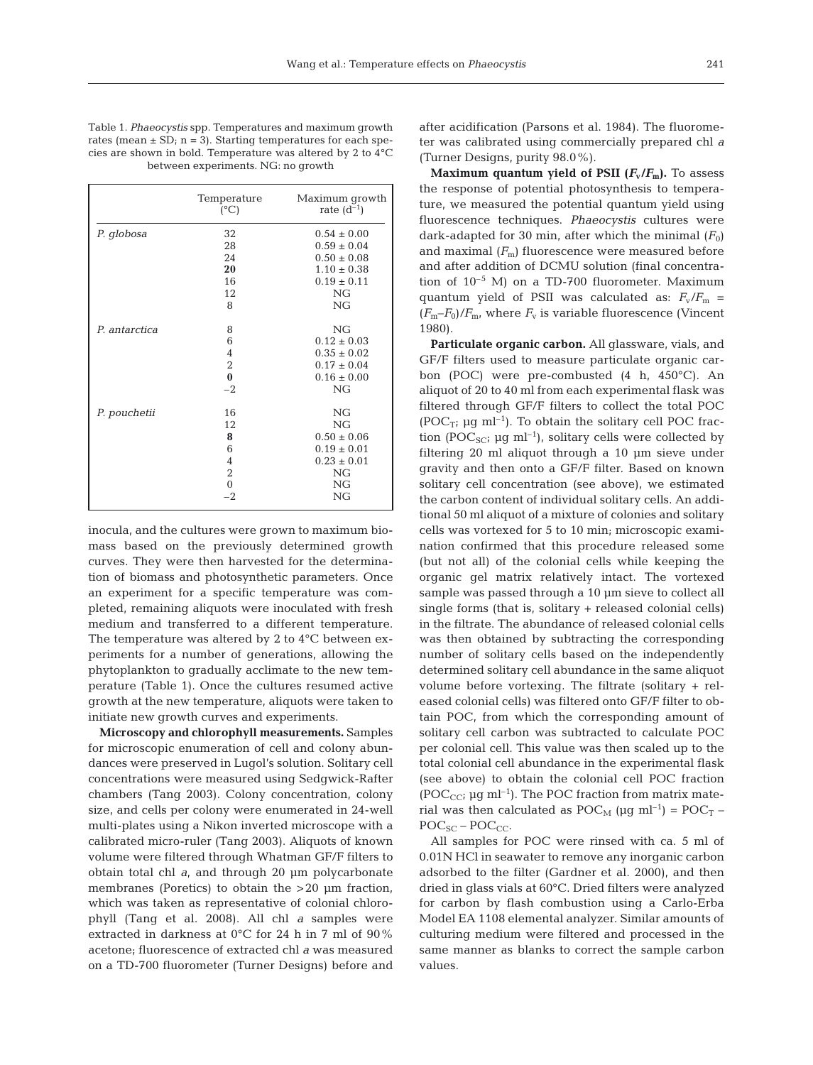Table 1. *Phaeocystis* spp. Temperatures and maximum growth rates (mean ± SD; n = 3). Starting temperatures for each species are shown in bold. Temperature was altered by 2 to 4°C between experiments. NG: no growth

| | Temperature (°C) | Maximum growth rate ($d^{-1}$) |
|---|---|---|
| *P. globosa* | 32 | 0.54 ± 0.00 |
| | 28 | 0.59 ± 0.04 |
| | 24 | 0.50 ± 0.08 |
| | **20** | 1.10 ± 0.38 |
| | 16 | 0.19 ± 0.11 |
| | 12 | NG |
| | 8 | NG |
| *P. antarctica* | 8 | NG |
| | 6 | 0.12 ± 0.03 |
| | 4 | 0.35 ± 0.02 |
| | 2 | 0.17 ± 0.04 |
| | **0** | 0.16 ± 0.00 |
| | −2 | NG |
| *P. pouchetii* | 16 | NG |
| | 12 | NG |
| | **8** | 0.50 ± 0.06 |
| | 6 | 0.19 ± 0.01 |
| | 4 | 0.23 ± 0.01 |
| | 2 | NG |
| | 0 | NG |
| | −2 | NG |

inocula, and the cultures were grown to maximum biomass based on the previously determined growth curves. They were then harvested for the determination of biomass and photosynthetic parameters. Once an experiment for a specific temperature was completed, remaining aliquots were inoculated with fresh medium and transferred to a different temperature. The temperature was altered by 2 to 4°C between experiments for a number of generations, allowing the phytoplankton to gradually acclimate to the new temperature (Table 1). Once the cultures resumed active growth at the new temperature, aliquots were taken to initiate new growth curves and experiments.

**Microscopy and chlorophyll measurements.** Samples for microscopic enumeration of cell and colony abundances were preserved in Lugol's solution. Solitary cell concentrations were measured using Sedgwick-Rafter chambers (Tang 2003). Colony concentration, colony size, and cells per colony were enumerated in 24-well multi-plates using a Nikon inverted microscope with a calibrated micro-ruler (Tang 2003). Aliquots of known volume were filtered through Whatman GF/F filters to obtain total chl *a*, and through 20 µm polycarbonate membranes (Poretics) to obtain the >20 µm fraction, which was taken as representative of colonial chlorophyll (Tang et al. 2008). All chl *a* samples were extracted in darkness at 0°C for 24 h in 7 ml of 90% acetone; fluorescence of extracted chl *a* was measured on a TD-700 fluorometer (Turner Designs) before and after acidification (Parsons et al. 1984). The fluorometer was calibrated using commercially prepared chl *a* (Turner Designs, purity 98.0%).

**Maximum quantum yield of PSII ($F_v/F_m$).** To assess the response of potential photosynthesis to temperature, we measured the potential quantum yield using fluorescence techniques. *Phaeocystis* cultures were dark-adapted for 30 min, after which the minimal ($F_0$) and maximal ($F_m$) fluorescence were measured before and after addition of DCMU solution (final concentration of $10^{-5}$ M) on a TD-700 fluorometer. Maximum quantum yield of PSII was calculated as: $F_v/F_m = (F_m - F_0)/F_m$, where $F_v$ is variable fluorescence (Vincent 1980).

**Particulate organic carbon.** All glassware, vials, and GF/F filters used to measure particulate organic carbon (POC) were pre-combusted (4 h, 450°C). An aliquot of 20 to 40 ml from each experimental flask was filtered through GF/F filters to collect the total POC ($POC_T$; µg ml$^{-1}$). To obtain the solitary cell POC fraction ($POC_{SC}$; µg ml$^{-1}$), solitary cells were collected by filtering 20 ml aliquot through a 10 µm sieve under gravity and then onto a GF/F filter. Based on known solitary cell concentration (see above), we estimated the carbon content of individual solitary cells. An additional 50 ml aliquot of a mixture of colonies and solitary cells was vortexed for 5 to 10 min; microscopic examination confirmed that this procedure released some (but not all) of the colonial cells while keeping the organic gel matrix relatively intact. The vortexed sample was passed through a 10 µm sieve to collect all single forms (that is, solitary + released colonial cells) in the filtrate. The abundance of released colonial cells was then obtained by subtracting the corresponding number of solitary cells based on the independently determined solitary cell abundance in the same aliquot volume before vortexing. The filtrate (solitary + released colonial cells) was filtered onto GF/F filter to obtain POC, from which the corresponding amount of solitary cell carbon was subtracted to calculate POC per colonial cell. This value was then scaled up to the total colonial cell abundance in the experimental flask (see above) to obtain the colonial cell POC fraction ($POC_{CC}$; µg ml$^{-1}$). The POC fraction from matrix material was then calculated as $POC_M$ (µg ml$^{-1}$) = $POC_T - POC_{SC} - POC_{CC}$.

All samples for POC were rinsed with ca. 5 ml of 0.01N HCl in seawater to remove any inorganic carbon adsorbed to the filter (Gardner et al. 2000), and then dried in glass vials at 60°C. Dried filters were analyzed for carbon by flash combustion using a Carlo-Erba Model EA 1108 elemental analyzer. Similar amounts of culturing medium were filtered and processed in the same manner as blanks to correct the sample carbon values.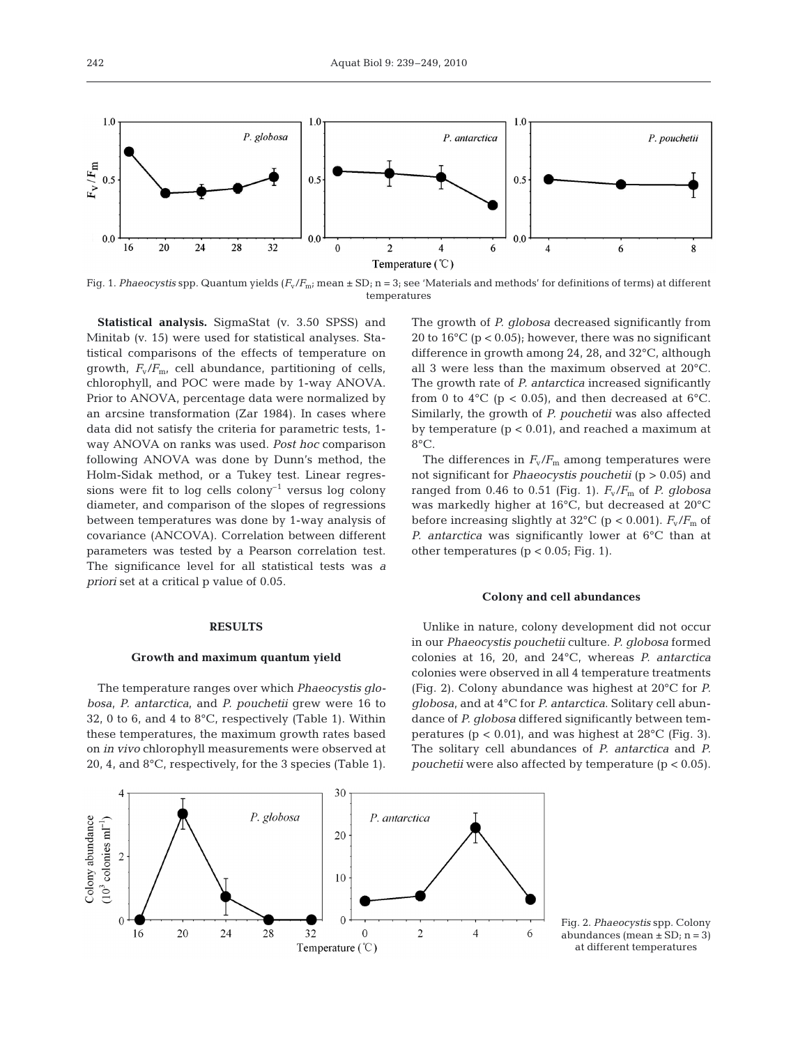Fig. 1. *Phaeocystis* spp. Quantum yields ($F_v/F_m$; mean ± SD; n = 3; see 'Materials and methods' for definitions of terms) at different temperatures

**Statistical analysis.** SigmaStat (v. 3.50 SPSS) and Minitab (v. 15) were used for statistical analyses. Statistical comparisons of the effects of temperature on growth, $F_v/F_m$, cell abundance, partitioning of cells, chlorophyll, and POC were made by 1-way ANOVA. Prior to ANOVA, percentage data were normalized by an arcsine transformation (Zar 1984). In cases where data did not satisfy the criteria for parametric tests, 1-way ANOVA on ranks was used. *Post hoc* comparison following ANOVA was done by Dunn's method, the Holm-Sidak method, or a Tukey test. Linear regressions were fit to log cells colony$^{-1}$ versus log colony diameter, and comparison of the slopes of regressions between temperatures was done by 1-way analysis of covariance (ANCOVA). Correlation between different parameters was tested by a Pearson correlation test. The significance level for all statistical tests was *a priori* set at a critical p value of 0.05.

## RESULTS

### Growth and maximum quantum yield

The temperature ranges over which *Phaeocystis globosa*, *P. antarctica*, and *P. pouchetii* grew were 16 to 32, 0 to 6, and 4 to 8°C, respectively (Table 1). Within these temperatures, the maximum growth rates based on *in vivo* chlorophyll measurements were observed at 20, 4, and 8°C, respectively, for the 3 species (Table 1). The growth of *P. globosa* decreased significantly from 20 to 16°C ($p < 0.05$); however, there was no significant difference in growth among 24, 28, and 32°C, although all 3 were less than the maximum observed at 20°C. The growth rate of *P. antarctica* increased significantly from 0 to 4°C ($p < 0.05$), and then decreased at 6°C. Similarly, the growth of *P. pouchetii* was also affected by temperature ($p < 0.01$), and reached a maximum at 8°C.

The differences in $F_v/F_m$ among temperatures were not significant for *Phaeocystis pouchetii* ($p > 0.05$) and ranged from 0.46 to 0.51 (Fig. 1). $F_v/F_m$ of *P. globosa* was markedly higher at 16°C, but decreased at 20°C before increasing slightly at 32°C ($p < 0.001$). $F_v/F_m$ of *P. antarctica* was significantly lower at 6°C than at other temperatures ($p < 0.05$; Fig. 1).

### Colony and cell abundances

Unlike in nature, colony development did not occur in our *Phaeocystis pouchetii* culture. *P. globosa* formed colonies at 16, 20, and 24°C, whereas *P. antarctica* colonies were observed in all 4 temperature treatments (Fig. 2). Colony abundance was highest at 20°C for *P. globosa*, and at 4°C for *P. antarctica*. Solitary cell abundance of *P. globosa* differed significantly between temperatures ($p < 0.01$), and was highest at 28°C (Fig. 3). The solitary cell abundances of *P. antarctica* and *P. pouchetii* were also affected by temperature ($p < 0.05$).

Fig. 2. *Phaeocystis* spp. Colony abundances (mean ± SD; n = 3) at different temperatures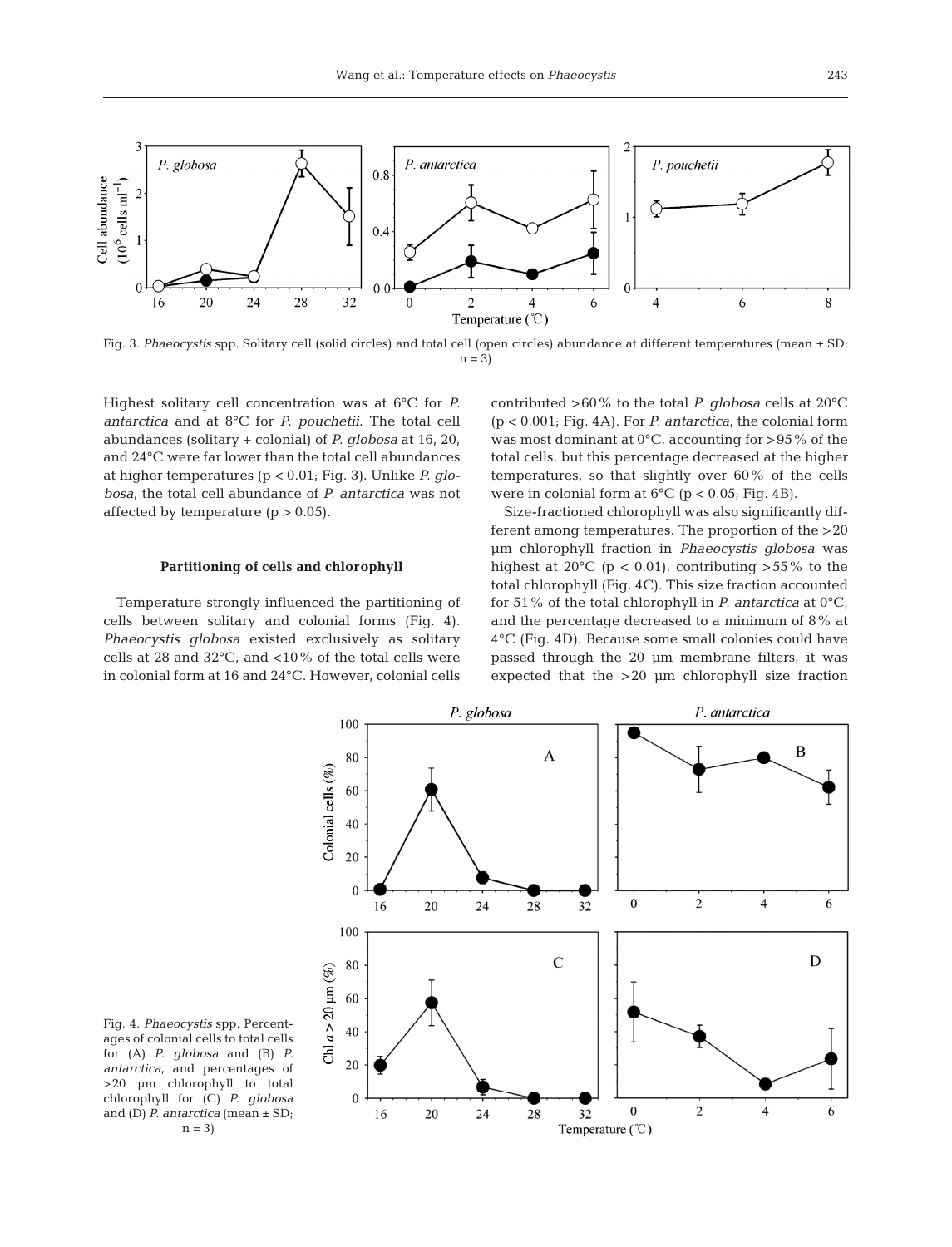Fig. 3. *Phaeocystis* spp. Solitary cell (solid circles) and total cell (open circles) abundance at different temperatures (mean ± SD; n = 3)

Highest solitary cell concentration was at 6°C for *P. antarctica* and at 8°C for *P. pouchetii*. The total cell abundances (solitary + colonial) of *P. globosa* at 16, 20, and 24°C were far lower than the total cell abundances at higher temperatures ($p < 0.01$; Fig. 3). Unlike *P. globosa*, the total cell abundance of *P. antarctica* was not affected by temperature ($p > 0.05$).

### Partitioning of cells and chlorophyll

Temperature strongly influenced the partitioning of cells between solitary and colonial forms (Fig. 4). *Phaeocystis globosa* existed exclusively as solitary cells at 28 and 32°C, and <10% of the total cells were in colonial form at 16 and 24°C. However, colonial cells contributed >60% to the total *P. globosa* cells at 20°C ($p < 0.001$; Fig. 4A). For *P. antarctica*, the colonial form was most dominant at 0°C, accounting for >95% of the total cells, but this percentage decreased at the higher temperatures, so that slightly over 60% of the cells were in colonial form at 6°C ($p < 0.05$; Fig. 4B).

Size-fractioned chlorophyll was also significantly different among temperatures. The proportion of the >20 µm chlorophyll fraction in *Phaeocystis globosa* was highest at 20°C ($p < 0.01$), contributing >55% to the total chlorophyll (Fig. 4C). This size fraction accounted for 51% of the total chlorophyll in *P. antarctica* at 0°C, and the percentage decreased to a minimum of 8% at 4°C (Fig. 4D). Because some small colonies could have passed through the 20 µm membrane filters, it was expected that the >20 µm chlorophyll size fraction

Fig. 4. *Phaeocystis* spp. Percentages of colonial cells to total cells for (A) *P. globosa* and (B) *P. antarctica*, and percentages of >20 µm chlorophyll to total chlorophyll for (C) *P. globosa* and (D) *P. antarctica* (mean ± SD; n = 3)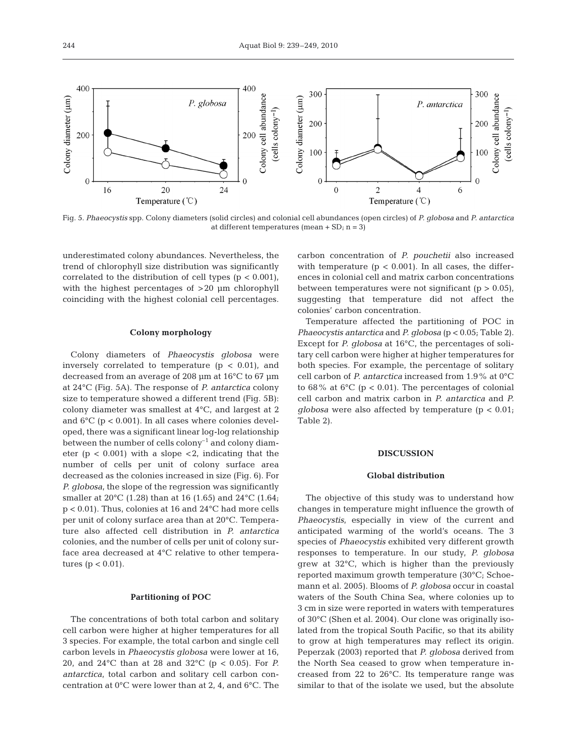Fig. 5. *Phaeocystis* spp. Colony diameters (solid circles) and colonial cell abundances (open circles) of *P. globosa* and *P. antarctica* at different temperatures (mean + SD; n = 3)

underestimated colony abundances. Nevertheless, the trend of chlorophyll size distribution was significantly correlated to the distribution of cell types ($p < 0.001$), with the highest percentages of >20 µm chlorophyll coinciding with the highest colonial cell percentages.

### Colony morphology

Colony diameters of *Phaeocystis globosa* were inversely correlated to temperature ($p < 0.01$), and decreased from an average of 208 µm at 16°C to 67 µm at 24°C (Fig. 5A). The response of *P. antarctica* colony size to temperature showed a different trend (Fig. 5B): colony diameter was smallest at 4°C, and largest at 2 and 6°C ($p < 0.001$). In all cases where colonies developed, there was a significant linear log-log relationship between the number of cells colony$^{-1}$ and colony diameter ($p < 0.001$) with a slope <2, indicating that the number of cells per unit of colony surface area decreased as the colonies increased in size (Fig. 6). For *P. globosa*, the slope of the regression was significantly smaller at 20°C (1.28) than at 16 (1.65) and 24°C (1.64; $p < 0.01$). Thus, colonies at 16 and 24°C had more cells per unit of colony surface area than at 20°C. Temperature also affected cell distribution in *P. antarctica* colonies, and the number of cells per unit of colony surface area decreased at 4°C relative to other temperatures ($p < 0.01$).

### Partitioning of POC

The concentrations of both total carbon and solitary cell carbon were higher at higher temperatures for all 3 species. For example, the total carbon and single cell carbon levels in *Phaeocystis globosa* were lower at 16, 20, and 24°C than at 28 and 32°C ($p < 0.05$). For *P. antarctica*, total carbon and solitary cell carbon concentration at 0°C were lower than at 2, 4, and 6°C. The carbon concentration of *P. pouchetii* also increased with temperature ($p < 0.001$). In all cases, the differences in colonial cell and matrix carbon concentrations between temperatures were not significant ($p > 0.05$), suggesting that temperature did not affect the colonies' carbon concentration.

Temperature affected the partitioning of POC in *Phaeocystis antarctica* and *P. globosa* ($p < 0.05$; Table 2). Except for *P. globosa* at 16°C, the percentages of solitary cell carbon were higher at higher temperatures for both species. For example, the percentage of solitary cell carbon of *P. antarctica* increased from 1.9% at 0°C to 68% at 6°C ($p < 0.01$). The percentages of colonial cell carbon and matrix carbon in *P. antarctica* and *P. globosa* were also affected by temperature ($p < 0.01$; Table 2).

## DISCUSSION

### Global distribution

The objective of this study was to understand how changes in temperature might influence the growth of *Phaeocystis*, especially in view of the current and anticipated warming of the world's oceans. The 3 species of *Phaeocystis* exhibited very different growth responses to temperature. In our study, *P. globosa* grew at 32°C, which is higher than the previously reported maximum growth temperature (30°C; Schoemann et al. 2005). Blooms of *P. globosa* occur in coastal waters of the South China Sea, where colonies up to 3 cm in size were reported in waters with temperatures of 30°C (Shen et al. 2004). Our clone was originally isolated from the tropical South Pacific, so that its ability to grow at high temperatures may reflect its origin. Peperzak (2003) reported that *P. globosa* derived from the North Sea ceased to grow when temperature increased from 22 to 26°C. Its temperature range was similar to that of the isolate we used, but the absolute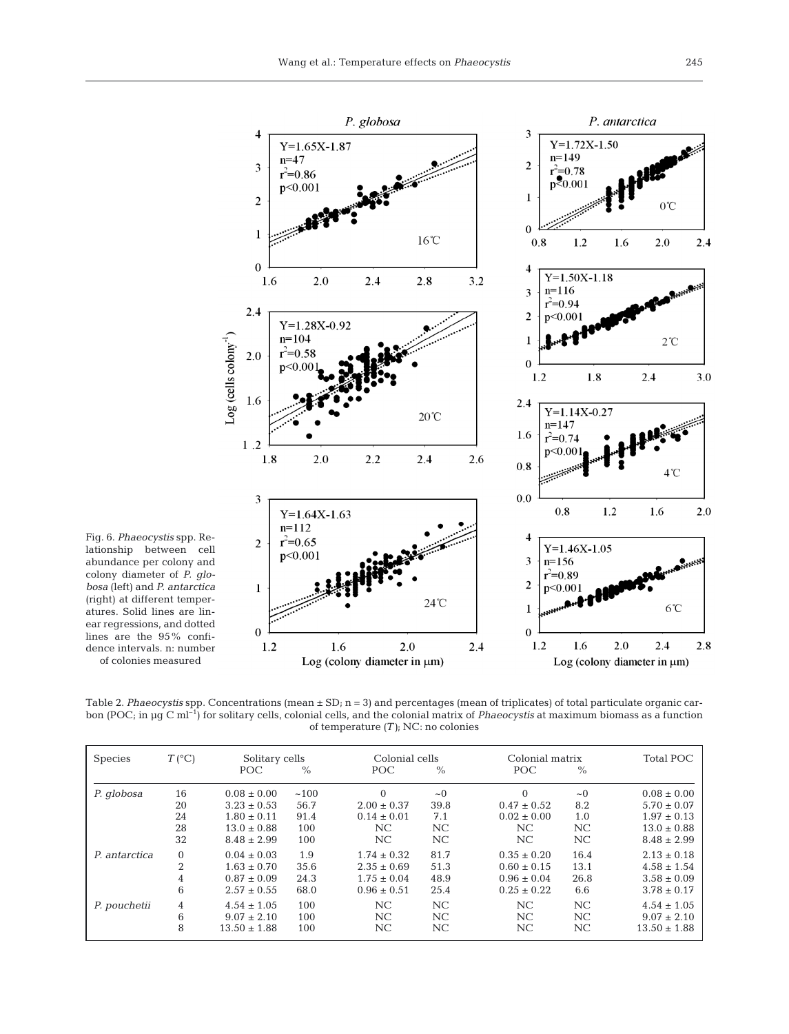Fig. 6. *Phaeocystis* spp. Relationship between cell abundance per colony and colony diameter of *P. globosa* (left) and *P. antarctica* (right) at different temperatures. Solid lines are linear regressions, and dotted lines are the 95% confidence intervals. n: number of colonies measured

Table 2. *Phaeocystis* spp. Concentrations (mean ± SD; n = 3) and percentages (mean of triplicates) of total particulate organic carbon (POC; in µg C ml$^{-1}$) for solitary cells, colonial cells, and the colonial matrix of *Phaeocystis* at maximum biomass as a function of temperature (*T*); NC: no colonies

| Species | *T* (°C) | Solitary cells | | Colonial cells | | Colonial matrix | | Total POC |
|---|---|---|---|---|---|---|---|---|
| | | POC | % | POC | % | POC | % | |
| *P. globosa* | 16 | 0.08 ± 0.00 | ~100 | 0 | ~0 | 0 | ~0 | 0.08 ± 0.00 |
| | 20 | 3.23 ± 0.53 | 56.7 | 2.00 ± 0.37 | 39.8 | 0.47 ± 0.52 | 8.2 | 5.70 ± 0.07 |
| | 24 | 1.80 ± 0.11 | 91.4 | 0.14 ± 0.01 | 7.1 | 0.02 ± 0.00 | 1.0 | 1.97 ± 0.13 |
| | 28 | 13.0 ± 0.88 | 100 | NC | NC | NC | NC | 13.0 ± 0.88 |
| | 32 | 8.48 ± 2.99 | 100 | NC | NC | NC | NC | 8.48 ± 2.99 |
| *P. antarctica* | 0 | 0.04 ± 0.03 | 1.9 | 1.74 ± 0.32 | 81.7 | 0.35 ± 0.20 | 16.4 | 2.13 ± 0.18 |
| | 2 | 1.63 ± 0.70 | 35.6 | 2.35 ± 0.69 | 51.3 | 0.60 ± 0.15 | 13.1 | 4.58 ± 1.54 |
| | 4 | 0.87 ± 0.09 | 24.3 | 1.75 ± 0.04 | 48.9 | 0.96 ± 0.04 | 26.8 | 3.58 ± 0.09 |
| | 6 | 2.57 ± 0.55 | 68.0 | 0.96 ± 0.51 | 25.4 | 0.25 ± 0.22 | 6.6 | 3.78 ± 0.17 |
| *P. pouchetii* | 4 | 4.54 ± 1.05 | 100 | NC | NC | NC | NC | 4.54 ± 1.05 |
| | 6 | 9.07 ± 2.10 | 100 | NC | NC | NC | NC | 9.07 ± 2.10 |
| | 8 | 13.50 ± 1.88 | 100 | NC | NC | NC | NC | 13.50 ± 1.88 |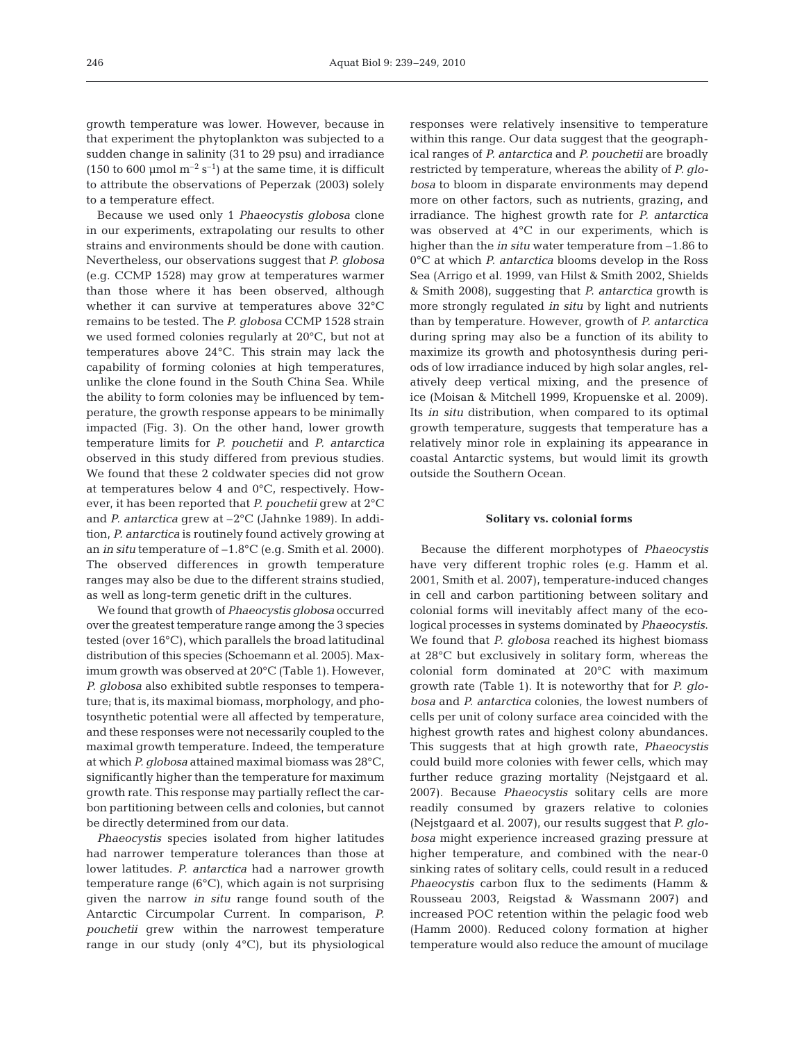growth temperature was lower. However, because in that experiment the phytoplankton was subjected to a sudden change in salinity (31 to 29 psu) and irradiance (150 to 600 µmol $m^{-2}$ $s^{-1}$) at the same time, it is difficult to attribute the observations of Peperzak (2003) solely to a temperature effect.

Because we used only 1 *Phaeocystis globosa* clone in our experiments, extrapolating our results to other strains and environments should be done with caution. Nevertheless, our observations suggest that *P. globosa* (e.g. CCMP 1528) may grow at temperatures warmer than those where it has been observed, although whether it can survive at temperatures above 32°C remains to be tested. The *P. globosa* CCMP 1528 strain we used formed colonies regularly at 20°C, but not at temperatures above 24°C. This strain may lack the capability of forming colonies at high temperatures, unlike the clone found in the South China Sea. While the ability to form colonies may be influenced by temperature, the growth response appears to be minimally impacted (Fig. 3). On the other hand, lower growth temperature limits for *P. pouchetii* and *P. antarctica* observed in this study differed from previous studies. We found that these 2 coldwater species did not grow at temperatures below 4 and 0°C, respectively. However, it has been reported that *P. pouchetii* grew at 2°C and *P. antarctica* grew at –2°C (Jahnke 1989). In addition, *P. antarctica* is routinely found actively growing at an *in situ* temperature of –1.8°C (e.g. Smith et al. 2000). The observed differences in growth temperature ranges may also be due to the different strains studied, as well as long-term genetic drift in the cultures.

We found that growth of *Phaeocystis globosa* occurred over the greatest temperature range among the 3 species tested (over 16°C), which parallels the broad latitudinal distribution of this species (Schoemann et al. 2005). Maximum growth was observed at 20°C (Table 1). However, *P. globosa* also exhibited subtle responses to temperature; that is, its maximal biomass, morphology, and photosynthetic potential were all affected by temperature, and these responses were not necessarily coupled to the maximal growth temperature. Indeed, the temperature at which *P. globosa* attained maximal biomass was 28°C, significantly higher than the temperature for maximum growth rate. This response may partially reflect the carbon partitioning between cells and colonies, but cannot be directly determined from our data.

*Phaeocystis* species isolated from higher latitudes had narrower temperature tolerances than those at lower latitudes. *P. antarctica* had a narrower growth temperature range (6°C), which again is not surprising given the narrow *in situ* range found south of the Antarctic Circumpolar Current. In comparison, *P. pouchetii* grew within the narrowest temperature range in our study (only 4°C), but its physiological responses were relatively insensitive to temperature within this range. Our data suggest that the geographical ranges of *P. antarctica* and *P. pouchetii* are broadly restricted by temperature, whereas the ability of *P. globosa* to bloom in disparate environments may depend more on other factors, such as nutrients, grazing, and irradiance. The highest growth rate for *P. antarctica* was observed at 4°C in our experiments, which is higher than the *in situ* water temperature from –1.86 to 0°C at which *P. antarctica* blooms develop in the Ross Sea (Arrigo et al. 1999, van Hilst & Smith 2002, Shields & Smith 2008), suggesting that *P. antarctica* growth is more strongly regulated *in situ* by light and nutrients than by temperature. However, growth of *P. antarctica* during spring may also be a function of its ability to maximize its growth and photosynthesis during periods of low irradiance induced by high solar angles, relatively deep vertical mixing, and the presence of ice (Moisan & Mitchell 1999, Kropuenske et al. 2009). Its *in situ* distribution, when compared to its optimal growth temperature, suggests that temperature has a relatively minor role in explaining its appearance in coastal Antarctic systems, but would limit its growth outside the Southern Ocean.

## Solitary vs. colonial forms

Because the different morphotypes of *Phaeocystis* have very different trophic roles (e.g. Hamm et al. 2001, Smith et al. 2007), temperature-induced changes in cell and carbon partitioning between solitary and colonial forms will inevitably affect many of the ecological processes in systems dominated by *Phaeocystis*. We found that *P. globosa* reached its highest biomass at 28°C but exclusively in solitary form, whereas the colonial form dominated at 20°C with maximum growth rate (Table 1). It is noteworthy that for *P. globosa* and *P. antarctica* colonies, the lowest numbers of cells per unit of colony surface area coincided with the highest growth rates and highest colony abundances. This suggests that at high growth rate, *Phaeocystis* could build more colonies with fewer cells, which may further reduce grazing mortality (Nejstgaard et al. 2007). Because *Phaeocystis* solitary cells are more readily consumed by grazers relative to colonies (Nejstgaard et al. 2007), our results suggest that *P. globosa* might experience increased grazing pressure at higher temperature, and combined with the near-0 sinking rates of solitary cells, could result in a reduced *Phaeocystis* carbon flux to the sediments (Hamm & Rousseau 2003, Reigstad & Wassmann 2007) and increased POC retention within the pelagic food web (Hamm 2000). Reduced colony formation at higher temperature would also reduce the amount of mucilage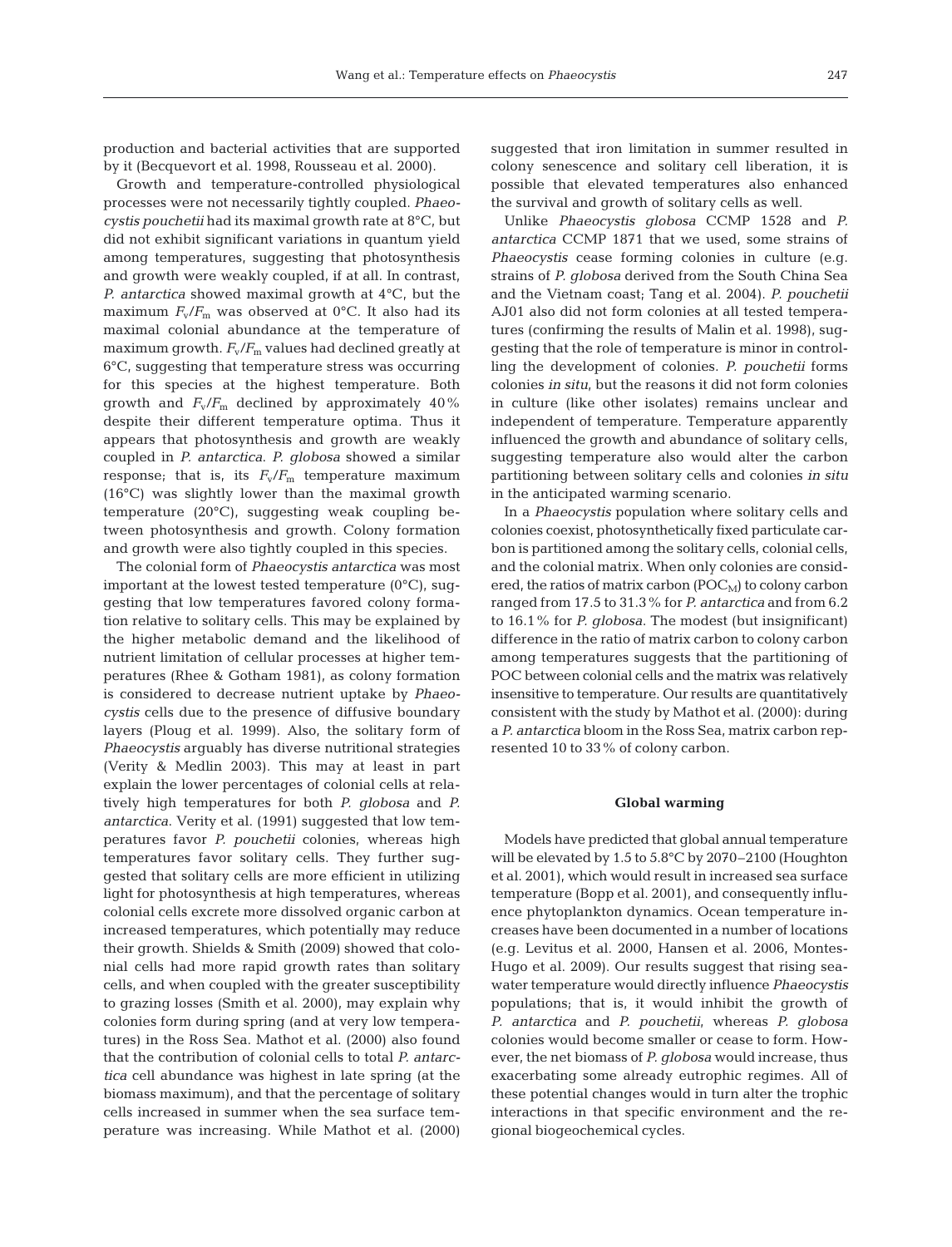production and bacterial activities that are supported by it (Becquevort et al. 1998, Rousseau et al. 2000).

Growth and temperature-controlled physiological processes were not necessarily tightly coupled. *Phaeocystis pouchetii* had its maximal growth rate at 8°C, but did not exhibit significant variations in quantum yield among temperatures, suggesting that photosynthesis and growth were weakly coupled, if at all. In contrast, *P. antarctica* showed maximal growth at 4°C, but the maximum $F_v/F_m$ was observed at 0°C. It also had its maximal colonial abundance at the temperature of maximum growth. $F_v/F_m$ values had declined greatly at 6°C, suggesting that temperature stress was occurring for this species at the highest temperature. Both growth and $F_v/F_m$ declined by approximately 40% despite their different temperature optima. Thus it appears that photosynthesis and growth are weakly coupled in *P. antarctica*. *P. globosa* showed a similar response; that is, its $F_v/F_m$ temperature maximum (16°C) was slightly lower than the maximal growth temperature (20°C), suggesting weak coupling between photosynthesis and growth. Colony formation and growth were also tightly coupled in this species.

The colonial form of *Phaeocystis antarctica* was most important at the lowest tested temperature (0°C), suggesting that low temperatures favored colony formation relative to solitary cells. This may be explained by the higher metabolic demand and the likelihood of nutrient limitation of cellular processes at higher temperatures (Rhee & Gotham 1981), as colony formation is considered to decrease nutrient uptake by *Phaeocystis* cells due to the presence of diffusive boundary layers (Ploug et al. 1999). Also, the solitary form of *Phaeocystis* arguably has diverse nutritional strategies (Verity & Medlin 2003). This may at least in part explain the lower percentages of colonial cells at relatively high temperatures for both *P. globosa* and *P. antarctica*. Verity et al. (1991) suggested that low temperatures favor *P. pouchetii* colonies, whereas high temperatures favor solitary cells. They further suggested that solitary cells are more efficient in utilizing light for photosynthesis at high temperatures, whereas colonial cells excrete more dissolved organic carbon at increased temperatures, which potentially may reduce their growth. Shields & Smith (2009) showed that colonial cells had more rapid growth rates than solitary cells, and when coupled with the greater susceptibility to grazing losses (Smith et al. 2000), may explain why colonies form during spring (and at very low temperatures) in the Ross Sea. Mathot et al. (2000) also found that the contribution of colonial cells to total *P. antarctica* cell abundance was highest in late spring (at the biomass maximum), and that the percentage of solitary cells increased in summer when the sea surface temperature was increasing. While Mathot et al. (2000) suggested that iron limitation in summer resulted in colony senescence and solitary cell liberation, it is possible that elevated temperatures also enhanced the survival and growth of solitary cells as well.

Unlike *Phaeocystis globosa* CCMP 1528 and *P. antarctica* CCMP 1871 that we used, some strains of *Phaeocystis* cease forming colonies in culture (e.g. strains of *P. globosa* derived from the South China Sea and the Vietnam coast; Tang et al. 2004). *P. pouchetii* AJ01 also did not form colonies at all tested temperatures (confirming the results of Malin et al. 1998), suggesting that the role of temperature is minor in controlling the development of colonies. *P. pouchetii* forms colonies *in situ*, but the reasons it did not form colonies in culture (like other isolates) remains unclear and independent of temperature. Temperature apparently influenced the growth and abundance of solitary cells, suggesting temperature also would alter the carbon partitioning between solitary cells and colonies *in situ* in the anticipated warming scenario.

In a *Phaeocystis* population where solitary cells and colonies coexist, photosynthetically fixed particulate carbon is partitioned among the solitary cells, colonial cells, and the colonial matrix. When only colonies are considered, the ratios of matrix carbon ($POC_M$) to colony carbon ranged from 17.5 to 31.3% for *P. antarctica* and from 6.2 to 16.1% for *P. globosa*. The modest (but insignificant) difference in the ratio of matrix carbon to colony carbon among temperatures suggests that the partitioning of POC between colonial cells and the matrix was relatively insensitive to temperature. Our results are quantitatively consistent with the study by Mathot et al. (2000): during a *P. antarctica* bloom in the Ross Sea, matrix carbon represented 10 to 33% of colony carbon.

## Global warming

Models have predicted that global annual temperature will be elevated by 1.5 to 5.8°C by 2070–2100 (Houghton et al. 2001), which would result in increased sea surface temperature (Bopp et al. 2001), and consequently influence phytoplankton dynamics. Ocean temperature increases have been documented in a number of locations (e.g. Levitus et al. 2000, Hansen et al. 2006, Montes-Hugo et al. 2009). Our results suggest that rising seawater temperature would directly influence *Phaeocystis* populations; that is, it would inhibit the growth of *P. antarctica* and *P. pouchetii*, whereas *P. globosa* colonies would become smaller or cease to form. However, the net biomass of *P. globosa* would increase, thus exacerbating some already eutrophic regimes. All of these potential changes would in turn alter the trophic interactions in that specific environment and the regional biogeochemical cycles.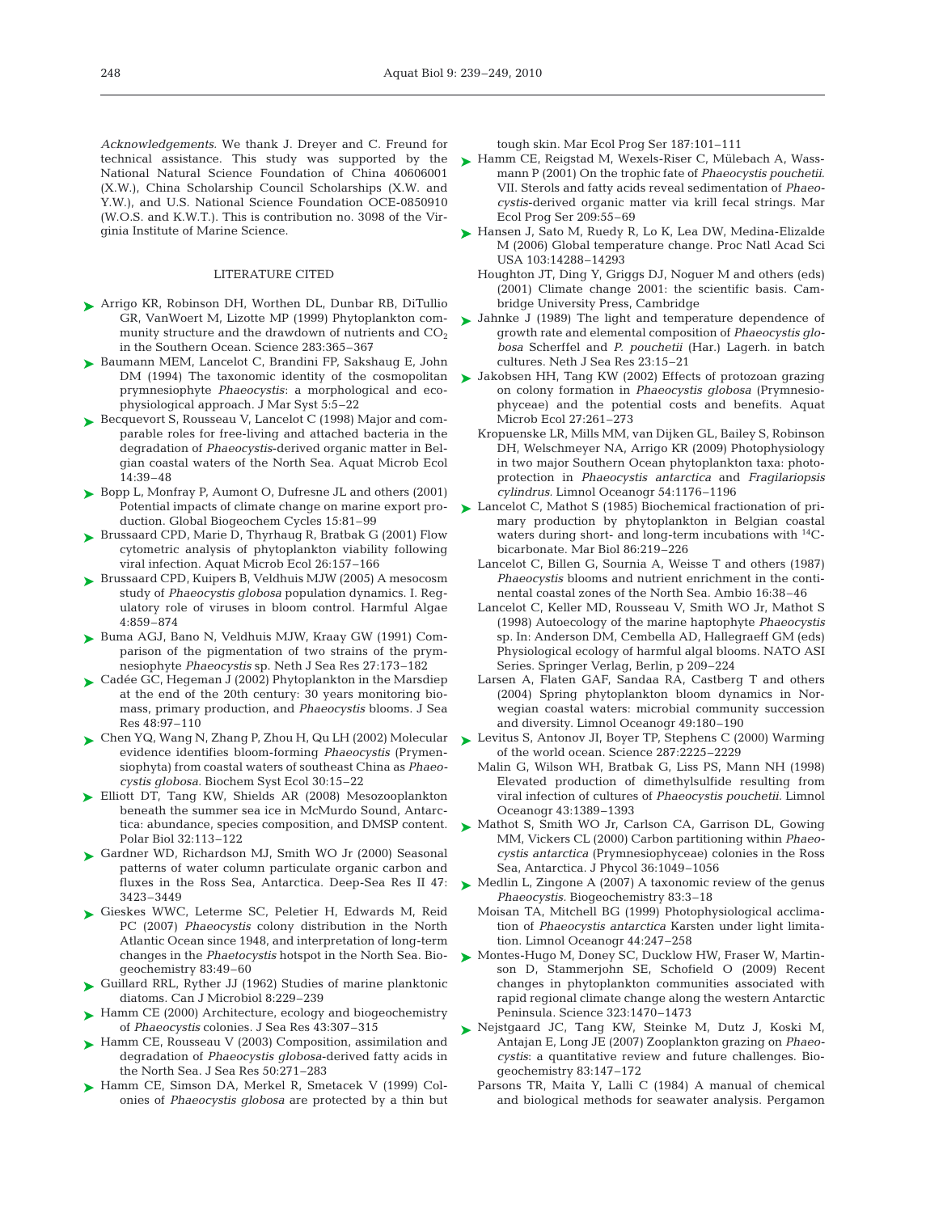*Acknowledgements.* We thank J. Dreyer and C. Freund for technical assistance. This study was supported by the National Natural Science Foundation of China 40606001 (X.W.), China Scholarship Council Scholarships (X.W. and Y.W.), and U.S. National Science Foundation OCE-0850910 (W.O.S. and K.W.T.). This is contribution no. 3098 of the Virginia Institute of Marine Science.

## LITERATURE CITED

- Arrigo KR, Robinson DH, Worthen DL, Dunbar RB, DiTullio GR, VanWoert M, Lizotte MP (1999) Phytoplankton community structure and the drawdown of nutrients and $CO_2$ in the Southern Ocean. Science 283:365–367
- Baumann MEM, Lancelot C, Brandini FP, Sakshaug E, John DM (1994) The taxonomic identity of the cosmopolitan prymnesiophyte *Phaeocystis*: a morphological and ecophysiological approach. J Mar Syst 5:5–22
- Becquevort S, Rousseau V, Lancelot C (1998) Major and comparable roles for free-living and attached bacteria in the degradation of *Phaeocystis*-derived organic matter in Belgian coastal waters of the North Sea. Aquat Microb Ecol 14:39–48
- Bopp L, Monfray P, Aumont O, Dufresne JL and others (2001) Potential impacts of climate change on marine export production. Global Biogeochem Cycles 15:81–99
- Brussaard CPD, Marie D, Thyrhaug R, Bratbak G (2001) Flow cytometric analysis of phytoplankton viability following viral infection. Aquat Microb Ecol 26:157–166
- Brussaard CPD, Kuipers B, Veldhuis MJW (2005) A mesocosm study of *Phaeocystis globosa* population dynamics. I. Regulatory role of viruses in bloom control. Harmful Algae 4:859–874
- Buma AGJ, Bano N, Veldhuis MJW, Kraay GW (1991) Comparison of the pigmentation of two strains of the prymnesiophyte *Phaeocystis* sp. Neth J Sea Res 27:173–182
- Cadée GC, Hegeman J (2002) Phytoplankton in the Marsdiep at the end of the 20th century: 30 years monitoring biomass, primary production, and *Phaeocystis* blooms. J Sea Res 48:97–110
- Chen YQ, Wang N, Zhang P, Zhou H, Qu LH (2002) Molecular evidence identifies bloom-forming *Phaeocystis* (Prymnesiophyta) from coastal waters of southeast China as *Phaeocystis globosa*. Biochem Syst Ecol 30:15–22
- Elliott DT, Tang KW, Shields AR (2008) Mesozooplankton beneath the summer sea ice in McMurdo Sound, Antarctica: abundance, species composition, and DMSP content. Polar Biol 32:113–122
- Gardner WD, Richardson MJ, Smith WO Jr (2000) Seasonal patterns of water column particulate organic carbon and fluxes in the Ross Sea, Antarctica. Deep-Sea Res II 47: 3423–3449
- Gieskes WWC, Leterme SC, Peletier H, Edwards M, Reid PC (2007) *Phaeocystis* colony distribution in the North Atlantic Ocean since 1948, and interpretation of long-term changes in the *Phaetocystis* hotspot in the North Sea. Biogeochemistry 83:49–60
- Guillard RRL, Ryther JJ (1962) Studies of marine planktonic diatoms. Can J Microbiol 8:229–239
- Hamm CE (2000) Architecture, ecology and biogeochemistry of *Phaeocystis* colonies. J Sea Res 43:307–315
- Hamm CE, Rousseau V (2003) Composition, assimilation and degradation of *Phaeocystis globosa*-derived fatty acids in the North Sea. J Sea Res 50:271–283
- Hamm CE, Simson DA, Merkel R, Smetacek V (1999) Colonies of *Phaeocystis globosa* are protected by a thin but tough skin. Mar Ecol Prog Ser 187:101–111
- Hamm CE, Reigstad M, Wexels-Riser C, Mülebach A, Wassmann P (2001) On the trophic fate of *Phaeocystis pouchetii*. VII. Sterols and fatty acids reveal sedimentation of *Phaeocystis*-derived organic matter via krill fecal strings. Mar Ecol Prog Ser 209:55–69
- Hansen J, Sato M, Ruedy R, Lo K, Lea DW, Medina-Elizalde M (2006) Global temperature change. Proc Natl Acad Sci USA 103:14288–14293
- Houghton JT, Ding Y, Griggs DJ, Noguer M and others (eds) (2001) Climate change 2001: the scientific basis. Cambridge University Press, Cambridge
- Jahnke J (1989) The light and temperature dependence of growth rate and elemental composition of *Phaeocystis globosa* Scherffel and *P. pouchetii* (Har.) Lagerh. in batch cultures. Neth J Sea Res 23:15–21
- Jakobsen HH, Tang KW (2002) Effects of protozoan grazing on colony formation in *Phaeocystis globosa* (Prymnesiophyceae) and the potential costs and benefits. Aquat Microb Ecol 27:261–273
- Kropuenske LR, Mills MM, van Dijken GL, Bailey S, Robinson DH, Welschmeyer NA, Arrigo KR (2009) Photophysiology in two major Southern Ocean phytoplankton taxa: photoprotection in *Phaeocystis antarctica* and *Fragilariopsis cylindrus*. Limnol Oceanogr 54:1176–1196
- Lancelot C, Mathot S (1985) Biochemical fractionation of primary production by phytoplankton in Belgian coastal waters during short- and long-term incubations with $^{14}C$-bicarbonate. Mar Biol 86:219–226
- Lancelot C, Billen G, Sournia A, Weisse T and others (1987) *Phaeocystis* blooms and nutrient enrichment in the continental coastal zones of the North Sea. Ambio 16:38–46
- Lancelot C, Keller MD, Rousseau V, Smith WO Jr, Mathot S (1998) Autoecology of the marine haptophyte *Phaeocystis* sp. In: Anderson DM, Cembella AD, Hallegraeff GM (eds) Physiological ecology of harmful algal blooms. NATO ASI Series. Springer Verlag, Berlin, p 209–224
- Larsen A, Flaten GAF, Sandaa RA, Castberg T and others (2004) Spring phytoplankton bloom dynamics in Norwegian coastal waters: microbial community succession and diversity. Limnol Oceanogr 49:180–190
- Levitus S, Antonov JI, Boyer TP, Stephens C (2000) Warming of the world ocean. Science 287:2225–2229
- Malin G, Wilson WH, Bratbak G, Liss PS, Mann NH (1998) Elevated production of dimethylsulfide resulting from viral infection of cultures of *Phaeocystis pouchetii*. Limnol Oceanogr 43:1389–1393
- Mathot S, Smith WO Jr, Carlson CA, Garrison DL, Gowing MM, Vickers CL (2000) Carbon partitioning within *Phaeocystis antarctica* (Prymnesiophyceae) colonies in the Ross Sea, Antarctica. J Phycol 36:1049–1056
- Medlin L, Zingone A (2007) A taxonomic review of the genus *Phaeocystis*. Biogeochemistry 83:3–18
- Moisan TA, Mitchell BG (1999) Photophysiological acclimation of *Phaeocystis antarctica* Karsten under light limitation. Limnol Oceanogr 44:247–258
- Montes-Hugo M, Doney SC, Ducklow HW, Fraser W, Martinson D, Stammerjohn SE, Schofield O (2009) Recent changes in phytoplankton communities associated with rapid regional climate change along the western Antarctic Peninsula. Science 323:1470–1473
- Nejstgaard JC, Tang KW, Steinke M, Dutz J, Koski M, Antajan E, Long JE (2007) Zooplankton grazing on *Phaeocystis*: a quantitative review and future challenges. Biogeochemistry 83:147–172
- Parsons TR, Maita Y, Lalli C (1984) A manual of chemical and biological methods for seawater analysis. Pergamon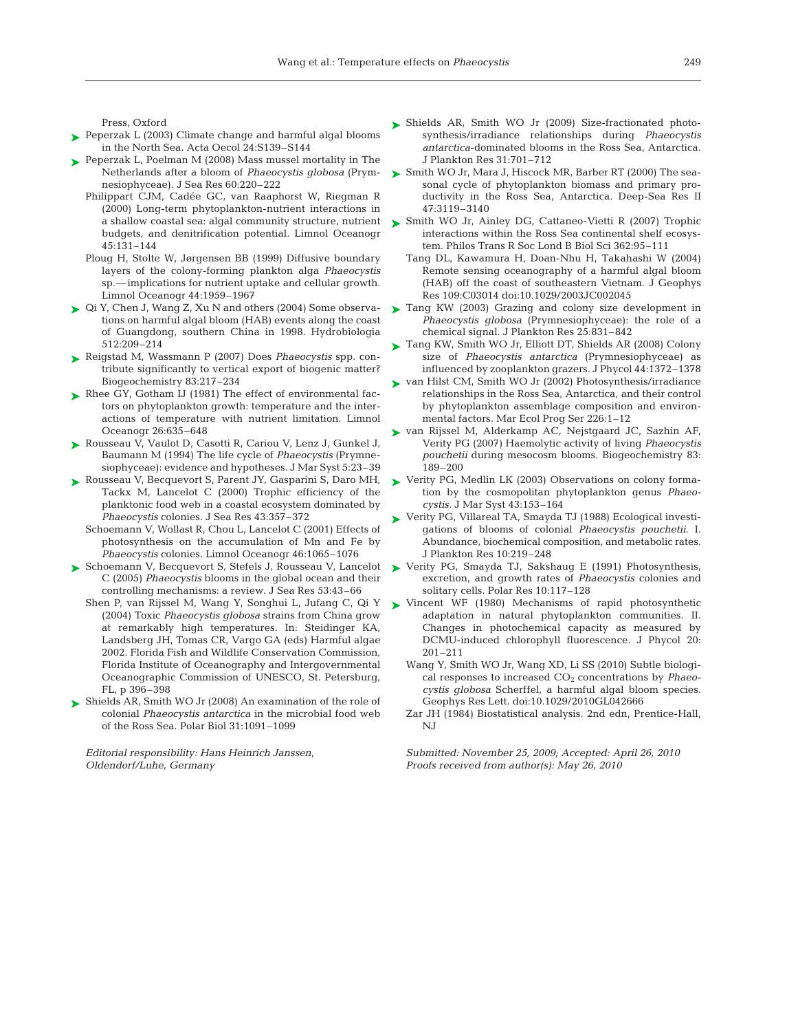Press, Oxford

Peperzak L (2003) Climate change and harmful algal blooms in the North Sea. Acta Oecol 24:S139–S144

Peperzak L, Poelman M (2008) Mass mussel mortality in The Netherlands after a bloom of *Phaeocystis globosa* (Prymnesiophyceae). J Sea Res 60:220–222

Philippart CJM, Cadée GC, van Raaphorst W, Riegman R (2000) Long-term phytoplankton-nutrient interactions in a shallow coastal sea: algal community structure, nutrient budgets, and denitrification potential. Limnol Oceanogr 45:131–144

Ploug H, Stolte W, Jørgensen BB (1999) Diffusive boundary layers of the colony-forming plankton alga *Phaeocystis* sp.—implications for nutrient uptake and cellular growth. Limnol Oceanogr 44:1959–1967

Qi Y, Chen J, Wang Z, Xu N and others (2004) Some observations on harmful algal bloom (HAB) events along the coast of Guangdong, southern China in 1998. Hydrobiologia 512:209–214

Reigstad M, Wassmann P (2007) Does *Phaeocystis* spp. contribute significantly to vertical export of biogenic matter? Biogeochemistry 83:217–234

Rhee GY, Gotham IJ (1981) The effect of environmental factors on phytoplankton growth: temperature and the interactions of temperature with nutrient limitation. Limnol Oceanogr 26:635–648

Rousseau V, Vaulot D, Casotti R, Cariou V, Lenz J, Gunkel J, Baumann M (1994) The life cycle of *Phaeocystis* (Prymnesiophyceae): evidence and hypotheses. J Mar Syst 5:23–39

Rousseau V, Becquevort S, Parent JY, Gasparini S, Daro MH, Tackx M, Lancelot C (2000) Trophic efficiency of the planktonic food web in a coastal ecosystem dominated by *Phaeocystis* colonies. J Sea Res 43:357–372

Schoemann V, Wollast R, Chou L, Lancelot C (2001) Effects of photosynthesis on the accumulation of Mn and Fe by *Phaeocystis* colonies. Limnol Oceanogr 46:1065–1076

Schoemann V, Becquevort S, Stefels J, Rousseau V, Lancelot C (2005) *Phaeocystis* blooms in the global ocean and their controlling mechanisms: a review. J Sea Res 53:43–66

Shen P, van Rijssel M, Wang Y, Songhui L, Jufang C, Qi Y (2004) Toxic *Phaeocystis globosa* strains from China grow at remarkably high temperatures. In: Steidinger KA, Landsberg JH, Tomas CR, Vargo GA (eds) Harmful algae 2002. Florida Fish and Wildlife Conservation Commission, Florida Institute of Oceanography and Intergovernmental Oceanographic Commission of UNESCO, St. Petersburg, FL, p 396–398

Shields AR, Smith WO Jr (2008) An examination of the role of colonial *Phaeocystis antarctica* in the microbial food web of the Ross Sea. Polar Biol 31:1091–1099

Shields AR, Smith WO Jr (2009) Size-fractionated photosynthesis/irradiance relationships during *Phaeocystis antarctica*-dominated blooms in the Ross Sea, Antarctica. J Plankton Res 31:701–712

Smith WO Jr, Mara J, Hiscock MR, Barber RT (2000) The seasonal cycle of phytoplankton biomass and primary productivity in the Ross Sea, Antarctica. Deep-Sea Res II 47:3119–3140

Smith WO Jr, Ainley DG, Cattaneo-Vietti R (2007) Trophic interactions within the Ross Sea continental shelf ecosystem. Philos Trans R Soc Lond B Biol Sci 362:95–111

Tang DL, Kawamura H, Doan-Nhu H, Takahashi W (2004) Remote sensing oceanography of a harmful algal bloom (HAB) off the coast of southeastern Vietnam. J Geophys Res 109:C03014 doi:10.1029/2003JC002045

Tang KW (2003) Grazing and colony size development in *Phaeocystis globosa* (Prymnesiophyceae): the role of a chemical signal. J Plankton Res 25:831–842

Tang KW, Smith WO Jr, Elliott DT, Shields AR (2008) Colony size of *Phaeocystis antarctica* (Prymnesiophyceae) as influenced by zooplankton grazers. J Phycol 44:1372–1378

van Hilst CM, Smith WO Jr (2002) Photosynthesis/irradiance relationships in the Ross Sea, Antarctica, and their control by phytoplankton assemblage composition and environmental factors. Mar Ecol Prog Ser 226:1–12

van Rijssel M, Alderkamp AC, Nejstgaard JC, Sazhin AF, Verity PG (2007) Haemolytic activity of living *Phaeocystis pouchetii* during mesocosm blooms. Biogeochemistry 83: 189–200

Verity PG, Medlin LK (2003) Observations on colony formation by the cosmopolitan phytoplankton genus *Phaeocystis*. J Mar Syst 43:153–164

Verity PG, Villareal TA, Smayda TJ (1988) Ecological investigations of blooms of colonial *Phaeocystis pouchetii*. I. Abundance, biochemical composition, and metabolic rates. J Plankton Res 10:219–248

Verity PG, Smayda TJ, Sakshaug E (1991) Photosynthesis, excretion, and growth rates of *Phaeocystis* colonies and solitary cells. Polar Res 10:117–128

Vincent WF (1980) Mechanisms of rapid photosynthetic adaptation in natural phytoplankton communities. II. Changes in photochemical capacity as measured by DCMU-induced chlorophyll fluorescence. J Phycol 20: 201–211

Wang Y, Smith WO Jr, Wang XD, Li SS (2010) Subtle biological responses to increased $CO_2$ concentrations by *Phaeocystis globosa* Scherffel, a harmful algal bloom species. Geophys Res Lett. doi:10.1029/2010GL042666

Zar JH (1984) Biostatistical analysis. 2nd edn, Prentice-Hall, NJ

*Editorial responsibility: Hans Heinrich Janssen, Oldendorf/Luhe, Germany*

*Submitted: November 25, 2009; Accepted: April 26, 2010*
*Proofs received from author(s): May 26, 2010*